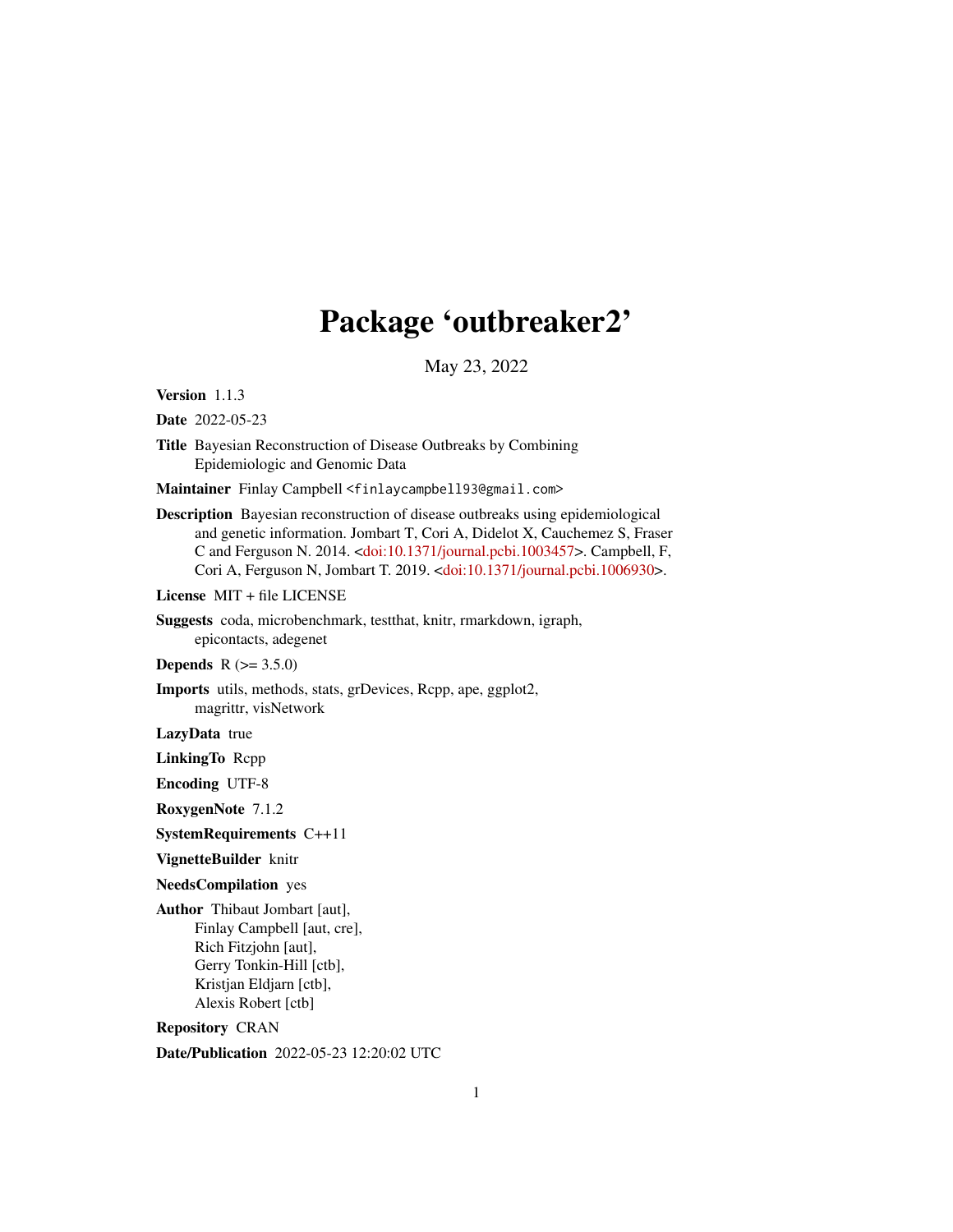# Package 'outbreaker2'

May 23, 2022

**Version** 1.1.3

**Date** 2022-05-23

**Title** Bayesian Reconstruction of Disease Outbreaks by Combining Epidemiologic and Genomic Data

**Maintainer** Finlay Campbell <finlaycampbell93@gmail.com>

**Description** Bayesian reconstruction of disease outbreaks using epidemiological and genetic information. Jombart T, Cori A, Didelot X, Cauchemez S, Fraser C and Ferguson N. 2014. <doi:10.1371/journal.pcbi.1003457>. Campbell, F, Cori A, Ferguson N, Jombart T. 2019. <doi:10.1371/journal.pcbi.1006930>.

**License** MIT + file LICENSE

**Suggests** coda, microbenchmark, testthat, knitr, rmarkdown, igraph, epicontacts, adegenet

**Depends** R (>= 3.5.0)

**Imports** utils, methods, stats, grDevices, Rcpp, ape, ggplot2, magrittr, visNetwork

**LazyData** true

**LinkingTo** Rcpp

**Encoding** UTF-8

**RoxygenNote** 7.1.2

**SystemRequirements** C++11

**VignetteBuilder** knitr

**NeedsCompilation** yes

**Author** Thibaut Jombart [aut],
Finlay Campbell [aut, cre],
Rich Fitzjohn [aut],
Gerry Tonkin-Hill [ctb],
Kristjan Eldjarn [ctb],
Alexis Robert [ctb]

**Repository** CRAN

**Date/Publication** 2022-05-23 12:20:02 UTC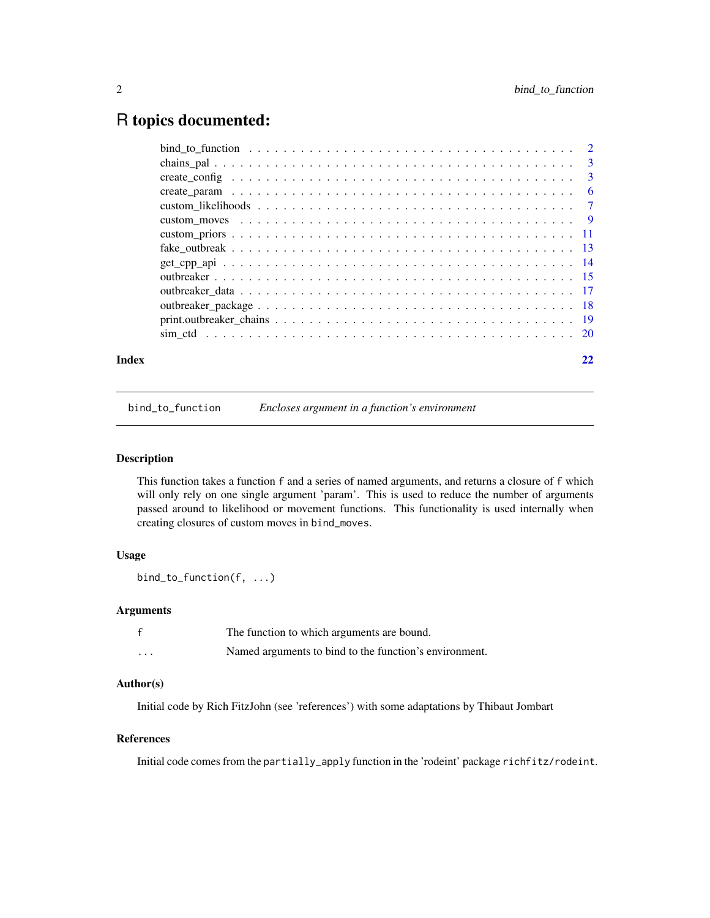# R topics documented:

| | |
|---|---|
| bind_to_function | 2 |
| chains_pal | 3 |
| create_config | 3 |
| create_param | 6 |
| custom_likelihoods | 7 |
| custom_moves | 9 |
| custom_priors | 11 |
| fake_outbreak | 13 |
| get_cpp_api | 14 |
| outbreaker | 15 |
| outbreaker_data | 17 |
| outbreaker_package | 18 |
| print.outbreaker_chains | 19 |
| sim_ctd | 20 |

**Index** 22

---

## bind_to_function — *Encloses argument in a function's environment*

### Description

This function takes a function `f` and a series of named arguments, and returns a closure of `f` which will only rely on one single argument 'param'. This is used to reduce the number of arguments passed around to likelihood or movement functions. This functionality is used internally when creating closures of custom moves in `bind_moves`.

### Usage

```
bind_to_function(f, ...)
```

### Arguments

| | |
|---|---|
| `f` | The function to which arguments are bound. |
| `...` | Named arguments to bind to the function's environment. |

### Author(s)

Initial code by Rich FitzJohn (see 'references') with some adaptations by Thibaut Jombart

### References

Initial code comes from the `partially_apply` function in the 'rodeint' package `richfitz/rodeint`.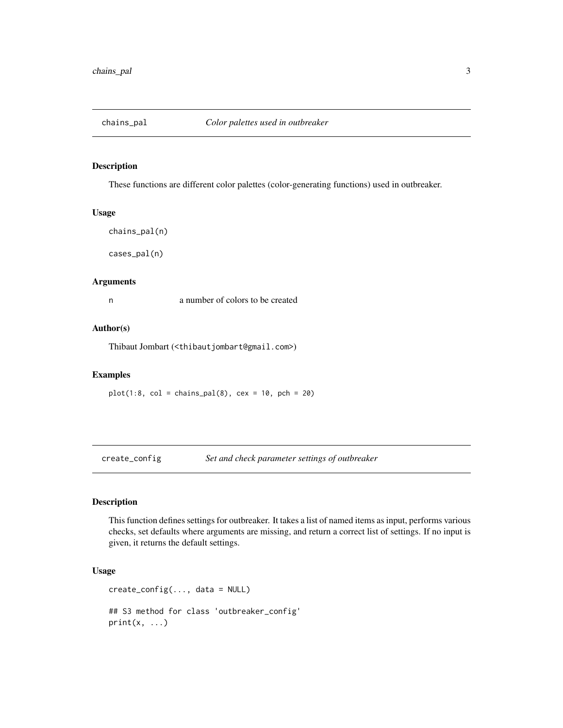## chains_pal — *Color palettes used in outbreaker*

### Description

These functions are different color palettes (color-generating functions) used in outbreaker.

### Usage

```
chains_pal(n)

cases_pal(n)
```

### Arguments

| | |
|---|---|
| n | a number of colors to be created |

### Author(s)

Thibaut Jombart (<thibautjombart@gmail.com>)

### Examples

```
plot(1:8, col = chains_pal(8), cex = 10, pch = 20)
```

## create_config — *Set and check parameter settings of outbreaker*

### Description

This function defines settings for outbreaker. It takes a list of named items as input, performs various checks, set defaults where arguments are missing, and return a correct list of settings. If no input is given, it returns the default settings.

### Usage

```
create_config(..., data = NULL)

## S3 method for class 'outbreaker_config'
print(x, ...)
```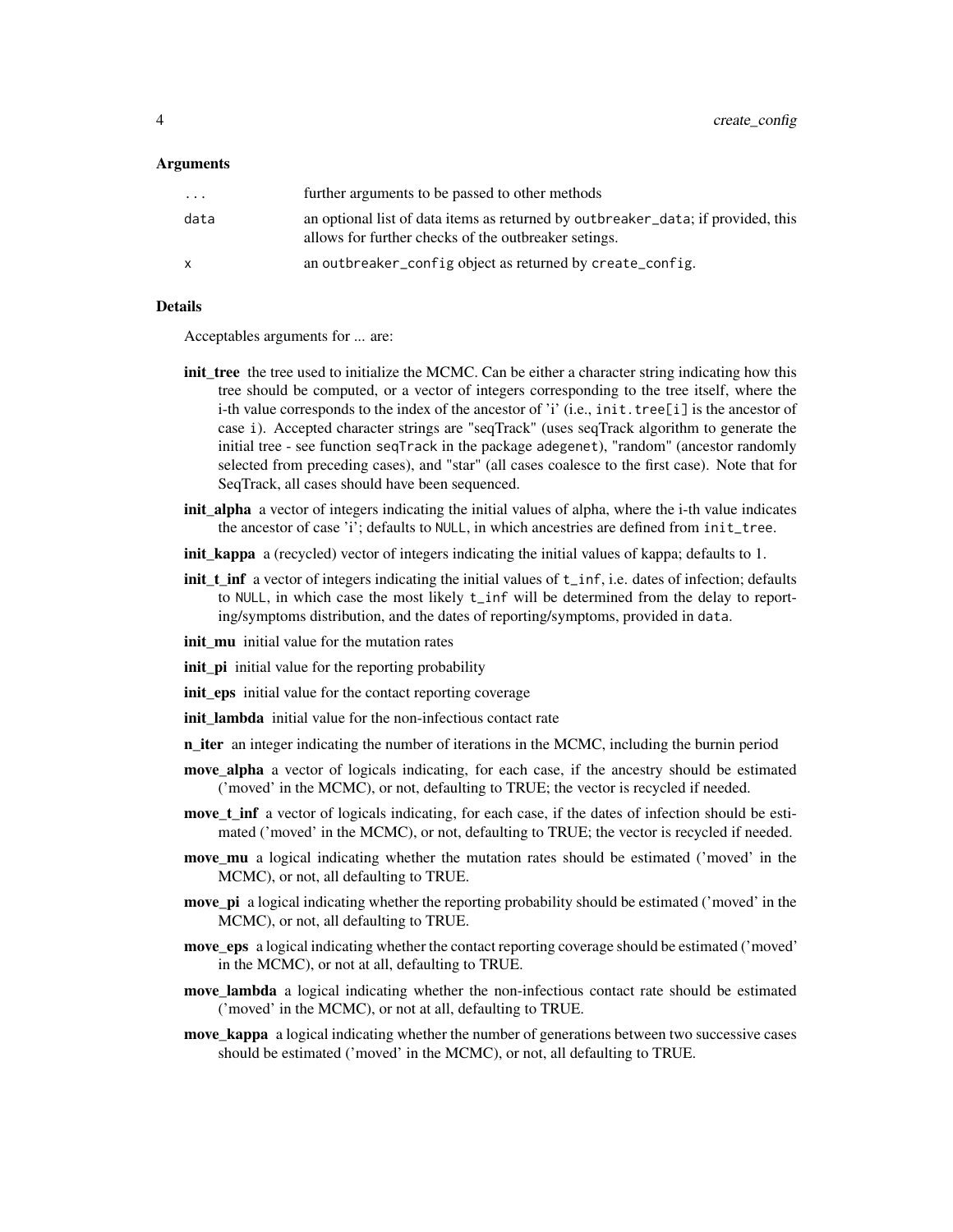### Arguments

| | |
|---|---|
| ... | further arguments to be passed to other methods |
| data | an optional list of data items as returned by `outbreaker_data`; if provided, this allows for further checks of the outbreaker setings. |
| x | an `outbreaker_config` object as returned by `create_config`. |

### Details

Acceptables arguments for ... are:

**init_tree** the tree used to initialize the MCMC. Can be either a character string indicating how this tree should be computed, or a vector of integers corresponding to the tree itself, where the i-th value corresponds to the index of the ancestor of 'i' (i.e., `init.tree[i]` is the ancestor of case `i`). Accepted character strings are "seqTrack" (uses seqTrack algorithm to generate the initial tree - see function `seqTrack` in the package `adegenet`), "random" (ancestor randomly selected from preceding cases), and "star" (all cases coalesce to the first case). Note that for SeqTrack, all cases should have been sequenced.

**init_alpha** a vector of integers indicating the initial values of alpha, where the i-th value indicates the ancestor of case 'i'; defaults to `NULL`, in which ancestries are defined from `init_tree`.

**init_kappa** a (recycled) vector of integers indicating the initial values of kappa; defaults to 1.

**init_t_inf** a vector of integers indicating the initial values of `t_inf`, i.e. dates of infection; defaults to `NULL`, in which case the most likely `t_inf` will be determined from the delay to reporting/symptoms distribution, and the dates of reporting/symptoms, provided in `data`.

**init_mu** initial value for the mutation rates

**init_pi** initial value for the reporting probability

**init_eps** initial value for the contact reporting coverage

**init_lambda** initial value for the non-infectious contact rate

**n_iter** an integer indicating the number of iterations in the MCMC, including the burnin period

**move_alpha** a vector of logicals indicating, for each case, if the ancestry should be estimated ('moved' in the MCMC), or not, defaulting to TRUE; the vector is recycled if needed.

**move_t_inf** a vector of logicals indicating, for each case, if the dates of infection should be estimated ('moved' in the MCMC), or not, defaulting to TRUE; the vector is recycled if needed.

**move_mu** a logical indicating whether the mutation rates should be estimated ('moved' in the MCMC), or not, all defaulting to TRUE.

**move_pi** a logical indicating whether the reporting probability should be estimated ('moved' in the MCMC), or not, all defaulting to TRUE.

**move_eps** a logical indicating whether the contact reporting coverage should be estimated ('moved' in the MCMC), or not at all, defaulting to TRUE.

**move_lambda** a logical indicating whether the non-infectious contact rate should be estimated ('moved' in the MCMC), or not at all, defaulting to TRUE.

**move_kappa** a logical indicating whether the number of generations between two successive cases should be estimated ('moved' in the MCMC), or not, all defaulting to TRUE.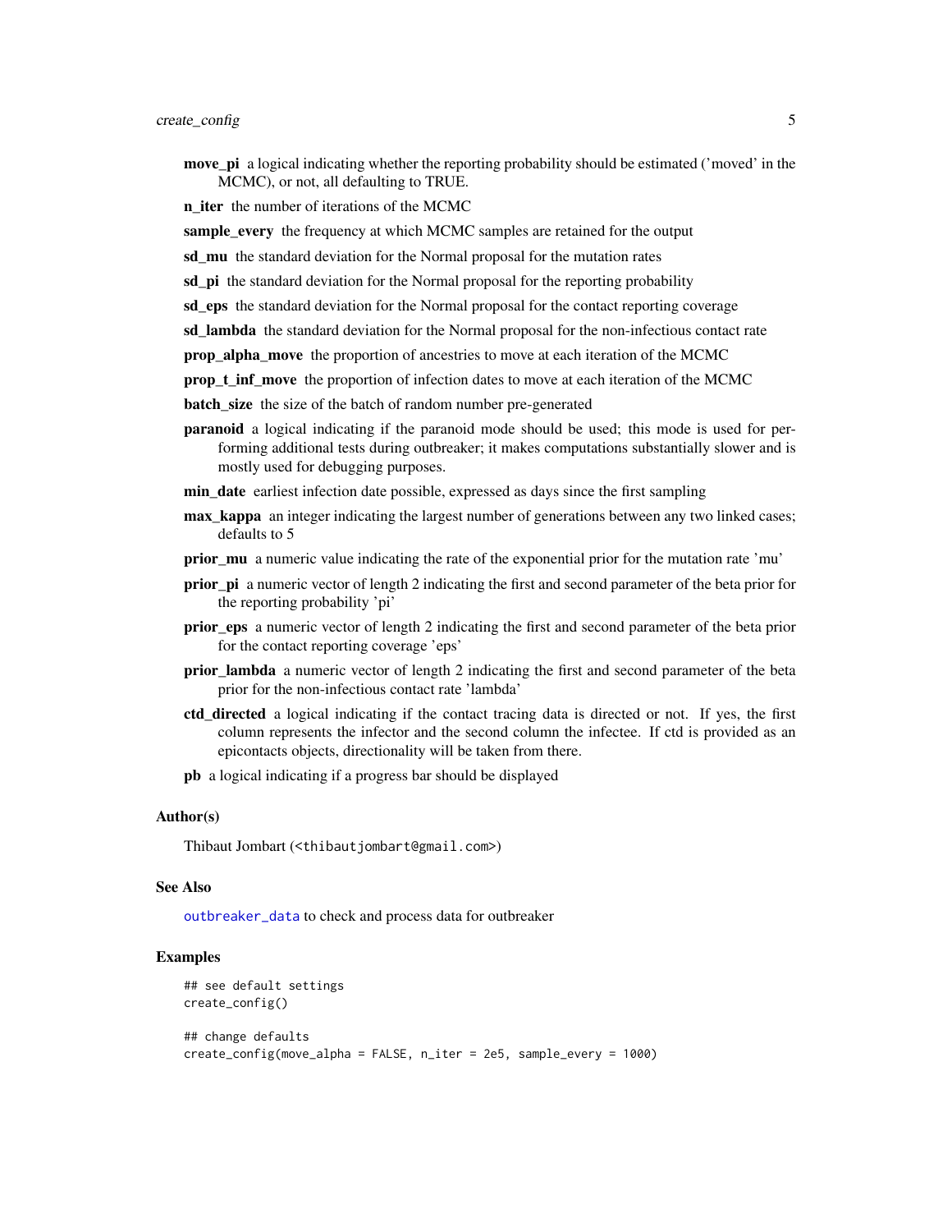**move_pi** a logical indicating whether the reporting probability should be estimated ('moved' in the MCMC), or not, all defaulting to TRUE.

**n_iter** the number of iterations of the MCMC

**sample_every** the frequency at which MCMC samples are retained for the output

**sd_mu** the standard deviation for the Normal proposal for the mutation rates

**sd_pi** the standard deviation for the Normal proposal for the reporting probability

**sd_eps** the standard deviation for the Normal proposal for the contact reporting coverage

**sd_lambda** the standard deviation for the Normal proposal for the non-infectious contact rate

**prop_alpha_move** the proportion of ancestries to move at each iteration of the MCMC

**prop_t_inf_move** the proportion of infection dates to move at each iteration of the MCMC

**batch_size** the size of the batch of random number pre-generated

**paranoid** a logical indicating if the paranoid mode should be used; this mode is used for performing additional tests during outbreaker; it makes computations substantially slower and is mostly used for debugging purposes.

**min_date** earliest infection date possible, expressed as days since the first sampling

**max_kappa** an integer indicating the largest number of generations between any two linked cases; defaults to 5

**prior_mu** a numeric value indicating the rate of the exponential prior for the mutation rate 'mu'

**prior_pi** a numeric vector of length 2 indicating the first and second parameter of the beta prior for the reporting probability 'pi'

**prior_eps** a numeric vector of length 2 indicating the first and second parameter of the beta prior for the contact reporting coverage 'eps'

**prior_lambda** a numeric vector of length 2 indicating the first and second parameter of the beta prior for the non-infectious contact rate 'lambda'

**ctd_directed** a logical indicating if the contact tracing data is directed or not. If yes, the first column represents the infector and the second column the infectee. If ctd is provided as an epicontacts objects, directionality will be taken from there.

**pb** a logical indicating if a progress bar should be displayed

### Author(s)

Thibaut Jombart (<thibautjombart@gmail.com>)

### See Also

outbreaker_data to check and process data for outbreaker

### Examples

```
## see default settings
create_config()

## change defaults
create_config(move_alpha = FALSE, n_iter = 2e5, sample_every = 1000)
```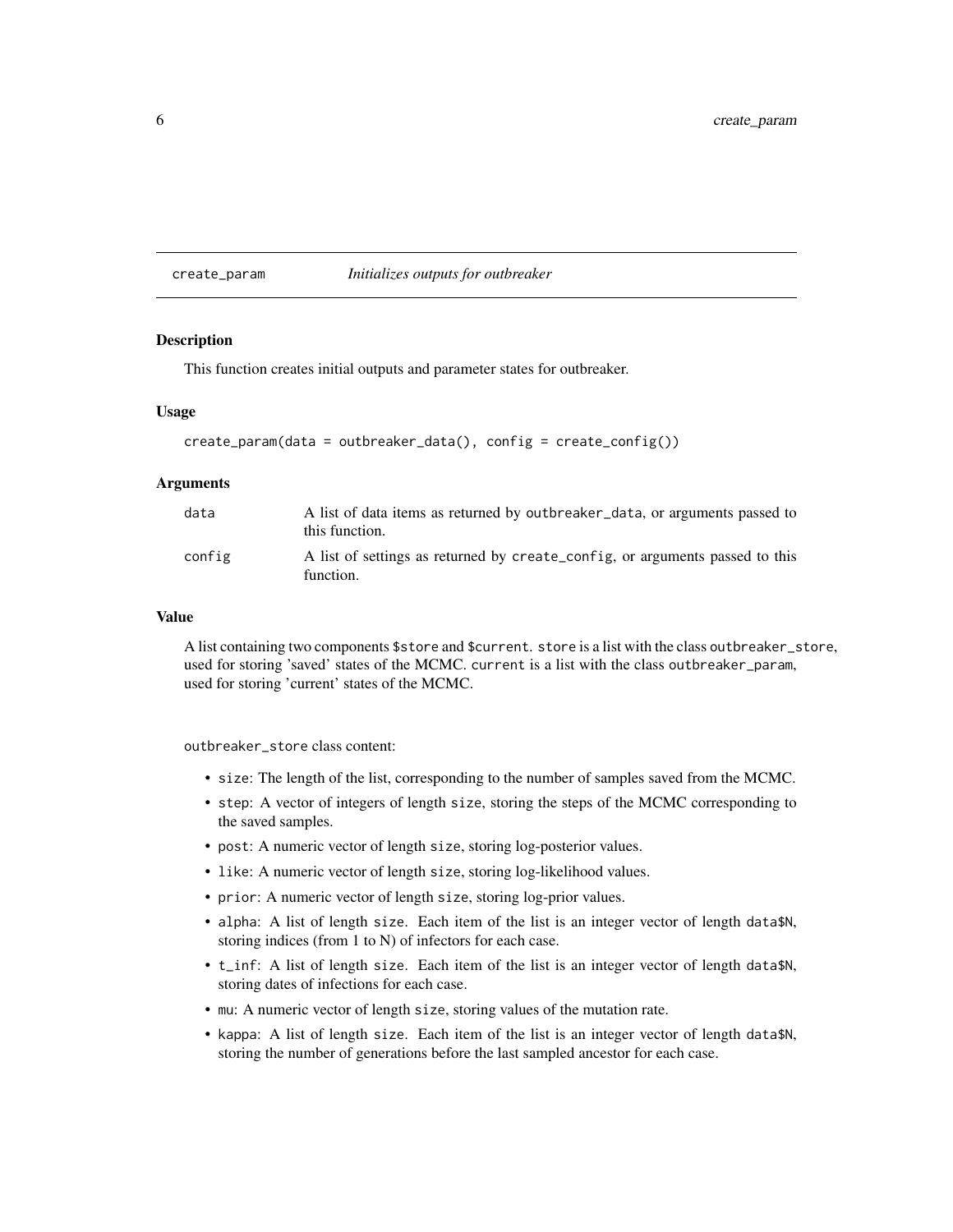# create_param — *Initializes outputs for outbreaker*

## Description

This function creates initial outputs and parameter states for outbreaker.

## Usage

```
create_param(data = outbreaker_data(), config = create_config())
```

## Arguments

| | |
|---|---|
| data | A list of data items as returned by `outbreaker_data`, or arguments passed to this function. |
| config | A list of settings as returned by `create_config`, or arguments passed to this function. |

## Value

A list containing two components `$store` and `$current`. `store` is a list with the class `outbreaker_store`, used for storing 'saved' states of the MCMC. `current` is a list with the class `outbreaker_param`, used for storing 'current' states of the MCMC.

`outbreaker_store` class content:

- `size`: The length of the list, corresponding to the number of samples saved from the MCMC.
- `step`: A vector of integers of length `size`, storing the steps of the MCMC corresponding to the saved samples.
- `post`: A numeric vector of length `size`, storing log-posterior values.
- `like`: A numeric vector of length `size`, storing log-likelihood values.
- `prior`: A numeric vector of length `size`, storing log-prior values.
- `alpha`: A list of length `size`. Each item of the list is an integer vector of length `data$N`, storing indices (from 1 to N) of infectors for each case.
- `t_inf`: A list of length `size`. Each item of the list is an integer vector of length `data$N`, storing dates of infections for each case.
- `mu`: A numeric vector of length `size`, storing values of the mutation rate.
- `kappa`: A list of length `size`. Each item of the list is an integer vector of length `data$N`, storing the number of generations before the last sampled ancestor for each case.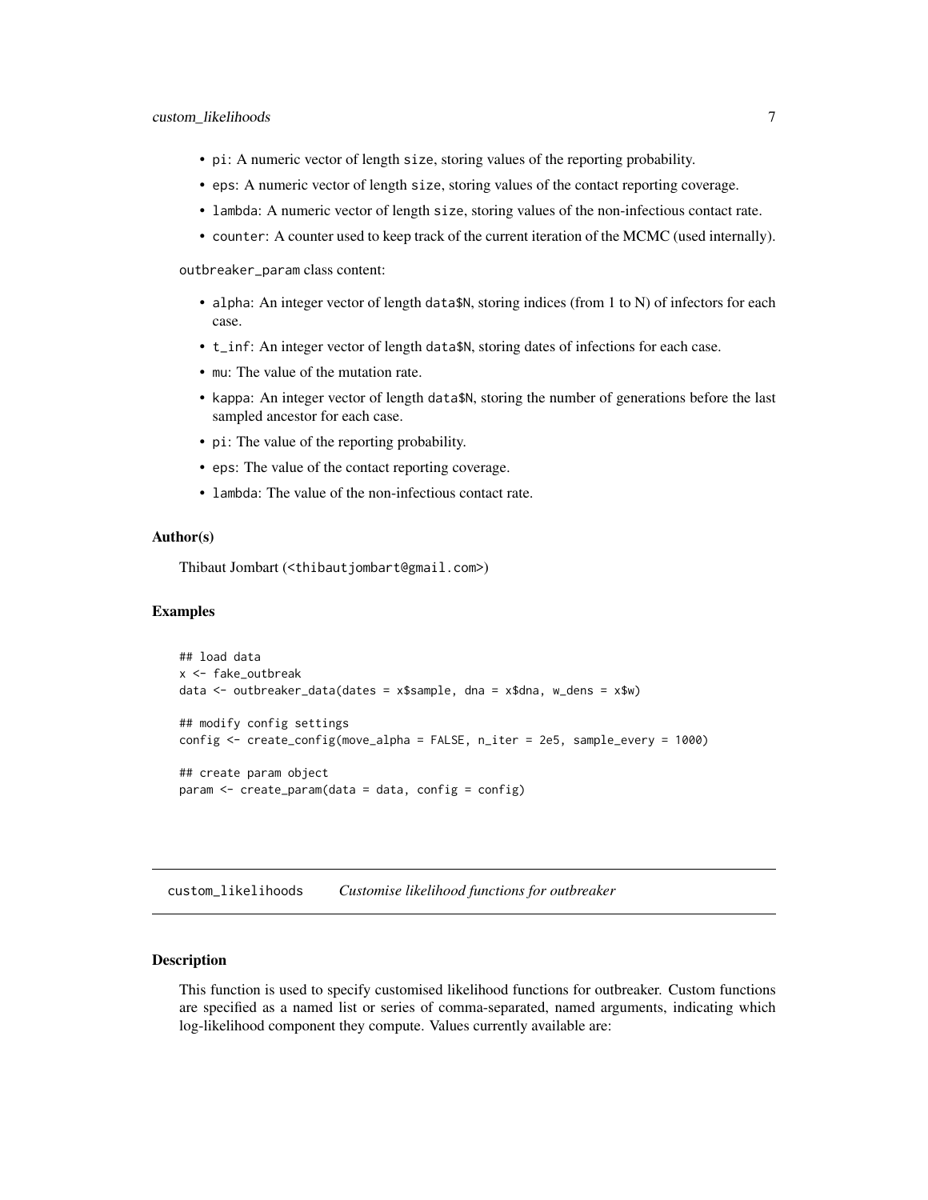- pi: A numeric vector of length size, storing values of the reporting probability.
- eps: A numeric vector of length size, storing values of the contact reporting coverage.
- lambda: A numeric vector of length size, storing values of the non-infectious contact rate.
- counter: A counter used to keep track of the current iteration of the MCMC (used internally).

outbreaker_param class content:

- alpha: An integer vector of length data$N, storing indices (from 1 to N) of infectors for each case.
- t_inf: An integer vector of length data$N, storing dates of infections for each case.
- mu: The value of the mutation rate.
- kappa: An integer vector of length data$N, storing the number of generations before the last sampled ancestor for each case.
- pi: The value of the reporting probability.
- eps: The value of the contact reporting coverage.
- lambda: The value of the non-infectious contact rate.

### Author(s)

Thibaut Jombart (<thibautjombart@gmail.com>)

### Examples

```
## load data
x <- fake_outbreak
data <- outbreaker_data(dates = x$sample, dna = x$dna, w_dens = x$w)

## modify config settings
config <- create_config(move_alpha = FALSE, n_iter = 2e5, sample_every = 1000)

## create param object
param <- create_param(data = data, config = config)
```

## custom_likelihoods *Customise likelihood functions for outbreaker*

### Description

This function is used to specify customised likelihood functions for outbreaker. Custom functions are specified as a named list or series of comma-separated, named arguments, indicating which log-likelihood component they compute. Values currently available are: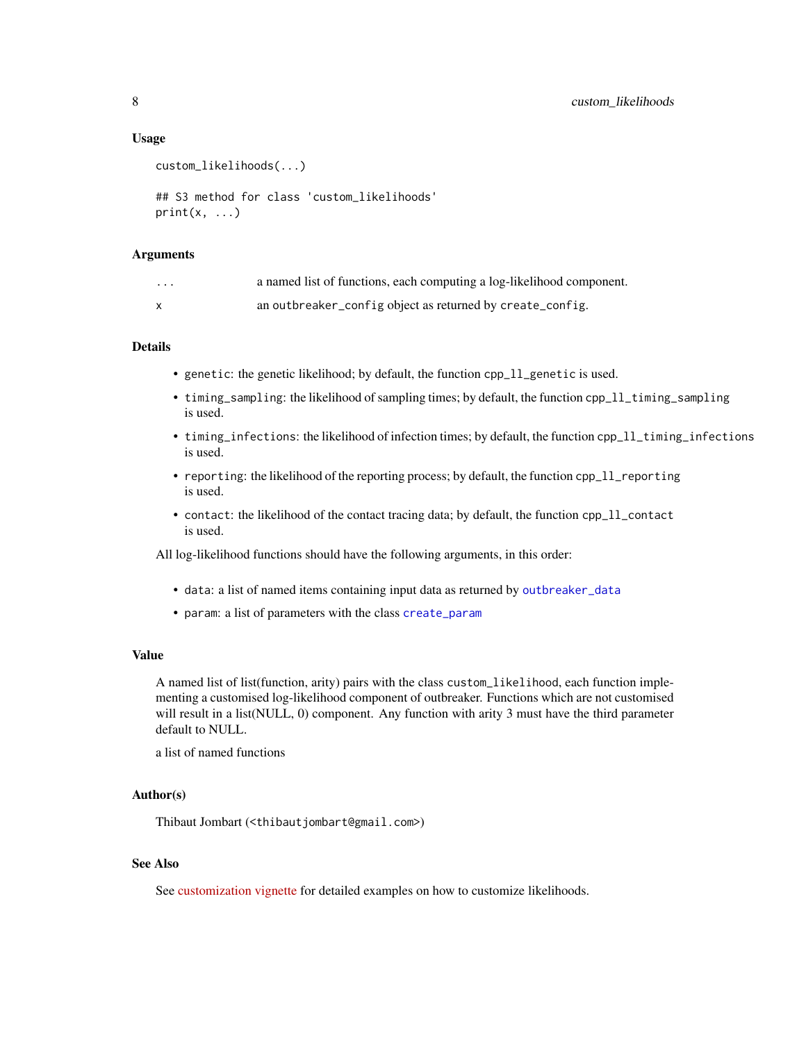### Usage

```
custom_likelihoods(...)

## S3 method for class 'custom_likelihoods'
print(x, ...)
```

### Arguments

| | |
|---|---|
| ... | a named list of functions, each computing a log-likelihood component. |
| x | an outbreaker_config object as returned by create_config. |

### Details

- genetic: the genetic likelihood; by default, the function cpp_ll_genetic is used.
- timing_sampling: the likelihood of sampling times; by default, the function cpp_ll_timing_sampling is used.
- timing_infections: the likelihood of infection times; by default, the function cpp_ll_timing_infections is used.
- reporting: the likelihood of the reporting process; by default, the function cpp_ll_reporting is used.
- contact: the likelihood of the contact tracing data; by default, the function cpp_ll_contact is used.

All log-likelihood functions should have the following arguments, in this order:

- data: a list of named items containing input data as returned by outbreaker_data
- param: a list of parameters with the class create_param

### Value

A named list of list(function, arity) pairs with the class custom_likelihood, each function implementing a customised log-likelihood component of outbreaker. Functions which are not customised will result in a list(NULL, 0) component. Any function with arity 3 must have the third parameter default to NULL.

a list of named functions

### Author(s)

Thibaut Jombart (<thibautjombart@gmail.com>)

### See Also

See customization vignette for detailed examples on how to customize likelihoods.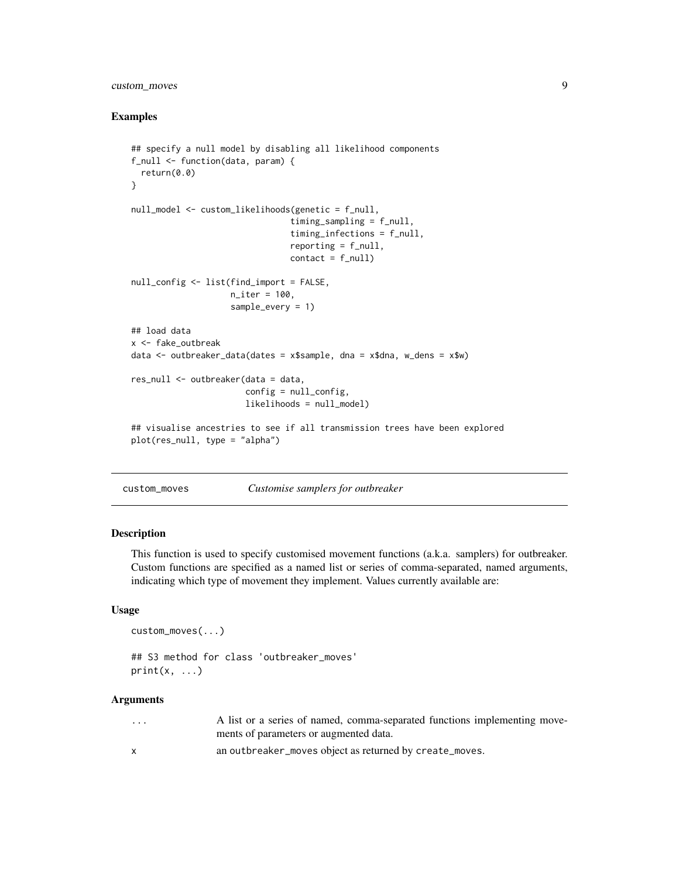## Examples

```
## specify a null model by disabling all likelihood components
f_null <- function(data, param) {
  return(0.0)
}

null_model <- custom_likelihoods(genetic = f_null,
                                 timing_sampling = f_null,
                                 timing_infections = f_null,
                                 reporting = f_null,
                                 contact = f_null)

null_config <- list(find_import = FALSE,
                    n_iter = 100,
                    sample_every = 1)

## load data
x <- fake_outbreak
data <- outbreaker_data(dates = x$sample, dna = x$dna, w_dens = x$w)

res_null <- outbreaker(data = data,
                       config = null_config,
                       likelihoods = null_model)

## visualise ancestries to see if all transmission trees have been explored
plot(res_null, type = "alpha")
```

---

`custom_moves` *Customise samplers for outbreaker*

---

## Description

This function is used to specify customised movement functions (a.k.a. samplers) for outbreaker. Custom functions are specified as a named list or series of comma-separated, named arguments, indicating which type of movement they implement. Values currently available are:

## Usage

```
custom_moves(...)

## S3 method for class 'outbreaker_moves'
print(x, ...)
```

## Arguments

| | |
|---|---|
| `...` | A list or a series of named, comma-separated functions implementing movements of parameters or augmented data. |
| `x` | an `outbreaker_moves` object as returned by `create_moves`. |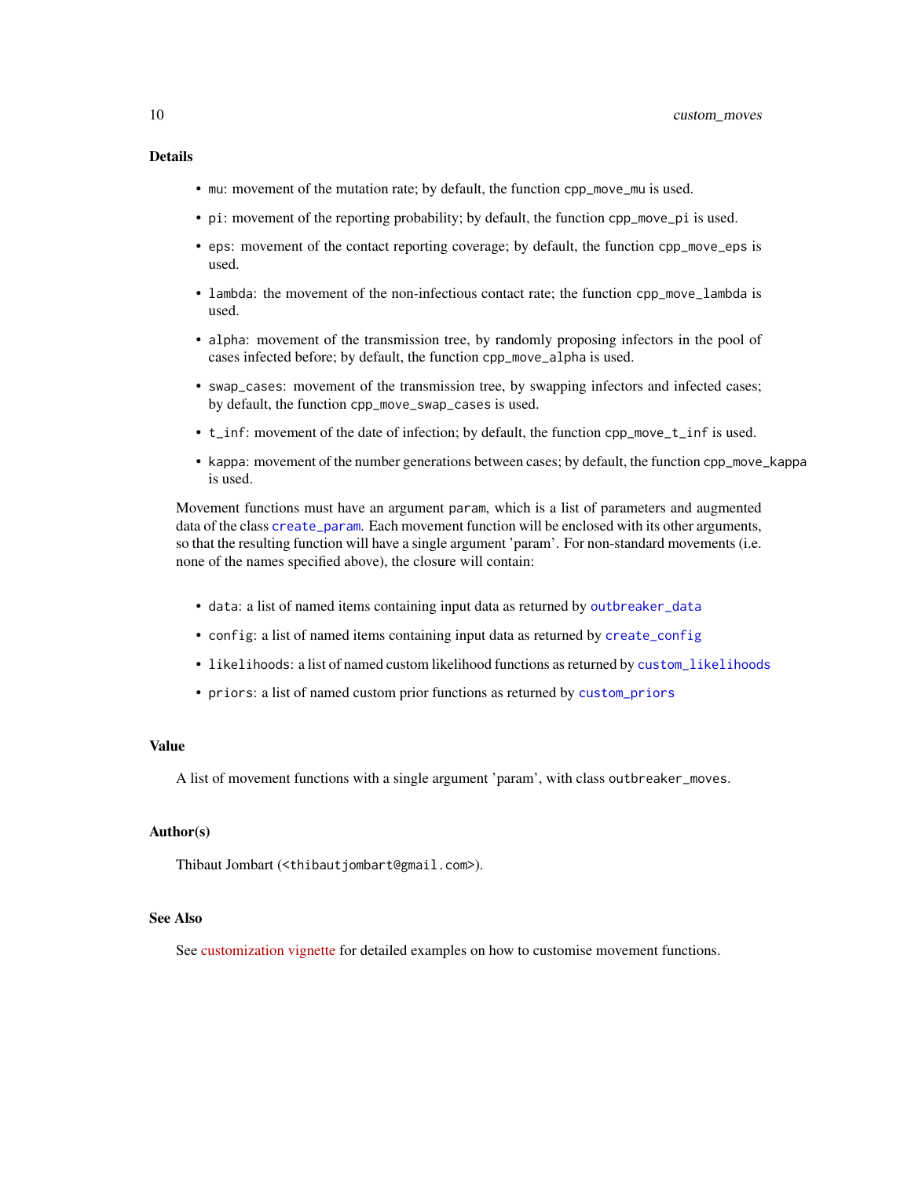## Details

- `mu`: movement of the mutation rate; by default, the function `cpp_move_mu` is used.
- `pi`: movement of the reporting probability; by default, the function `cpp_move_pi` is used.
- `eps`: movement of the contact reporting coverage; by default, the function `cpp_move_eps` is used.
- `lambda`: the movement of the non-infectious contact rate; the function `cpp_move_lambda` is used.
- `alpha`: movement of the transmission tree, by randomly proposing infectors in the pool of cases infected before; by default, the function `cpp_move_alpha` is used.
- `swap_cases`: movement of the transmission tree, by swapping infectors and infected cases; by default, the function `cpp_move_swap_cases` is used.
- `t_inf`: movement of the date of infection; by default, the function `cpp_move_t_inf` is used.
- `kappa`: movement of the number generations between cases; by default, the function `cpp_move_kappa` is used.

Movement functions must have an argument `param`, which is a list of parameters and augmented data of the class `create_param`. Each movement function will be enclosed with its other arguments, so that the resulting function will have a single argument 'param'. For non-standard movements (i.e. none of the names specified above), the closure will contain:

- `data`: a list of named items containing input data as returned by `outbreaker_data`
- `config`: a list of named items containing input data as returned by `create_config`
- `likelihoods`: a list of named custom likelihood functions as returned by `custom_likelihoods`
- `priors`: a list of named custom prior functions as returned by `custom_priors`

## Value

A list of movement functions with a single argument 'param', with class `outbreaker_moves`.

## Author(s)

Thibaut Jombart (<thibautjombart@gmail.com>).

## See Also

See customization vignette for detailed examples on how to customise movement functions.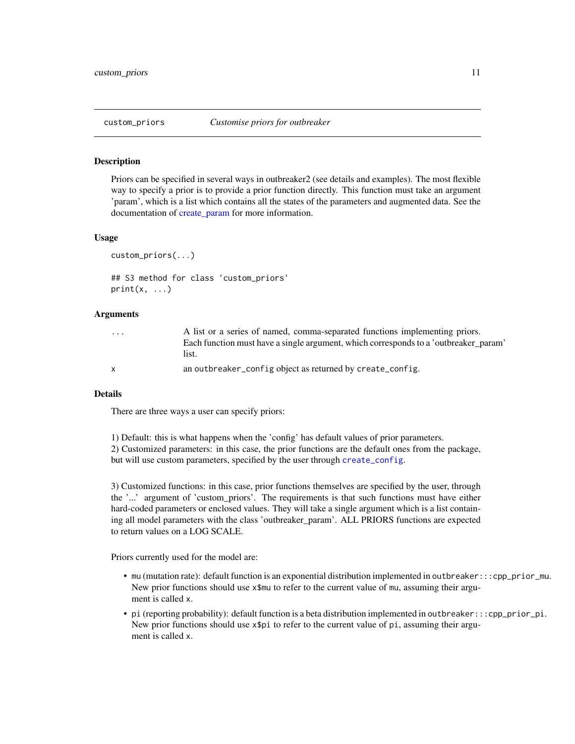## custom_priors *Customise priors for outbreaker*

### Description

Priors can be specified in several ways in outbreaker2 (see details and examples). The most flexible way to specify a prior is to provide a prior function directly. This function must take an argument 'param', which is a list which contains all the states of the parameters and augmented data. See the documentation of create_param for more information.

### Usage

```
custom_priors(...)

## S3 method for class 'custom_priors'
print(x, ...)
```

### Arguments

| | |
|---|---|
| ... | A list or a series of named, comma-separated functions implementing priors. Each function must have a single argument, which corresponds to a 'outbreaker_param' list. |
| x | an `outbreaker_config` object as returned by `create_config`. |

### Details

There are three ways a user can specify priors:

1) Default: this is what happens when the 'config' has default values of prior parameters.
2) Customized parameters: in this case, the prior functions are the default ones from the package, but will use custom parameters, specified by the user through `create_config`.

3) Customized functions: in this case, prior functions themselves are specified by the user, through the '...' argument of 'custom_priors'. The requirements is that such functions must have either hard-coded parameters or enclosed values. They will take a single argument which is a list containing all model parameters with the class 'outbreaker_param'. ALL PRIORS functions are expected to return values on a LOG SCALE.

Priors currently used for the model are:

- `mu` (mutation rate): default function is an exponential distribution implemented in `outbreaker:::cpp_prior_mu`. New prior functions should use `x$mu` to refer to the current value of `mu`, assuming their argument is called `x`.
- `pi` (reporting probability): default function is a beta distribution implemented in `outbreaker:::cpp_prior_pi`. New prior functions should use `x$pi` to refer to the current value of `pi`, assuming their argument is called `x`.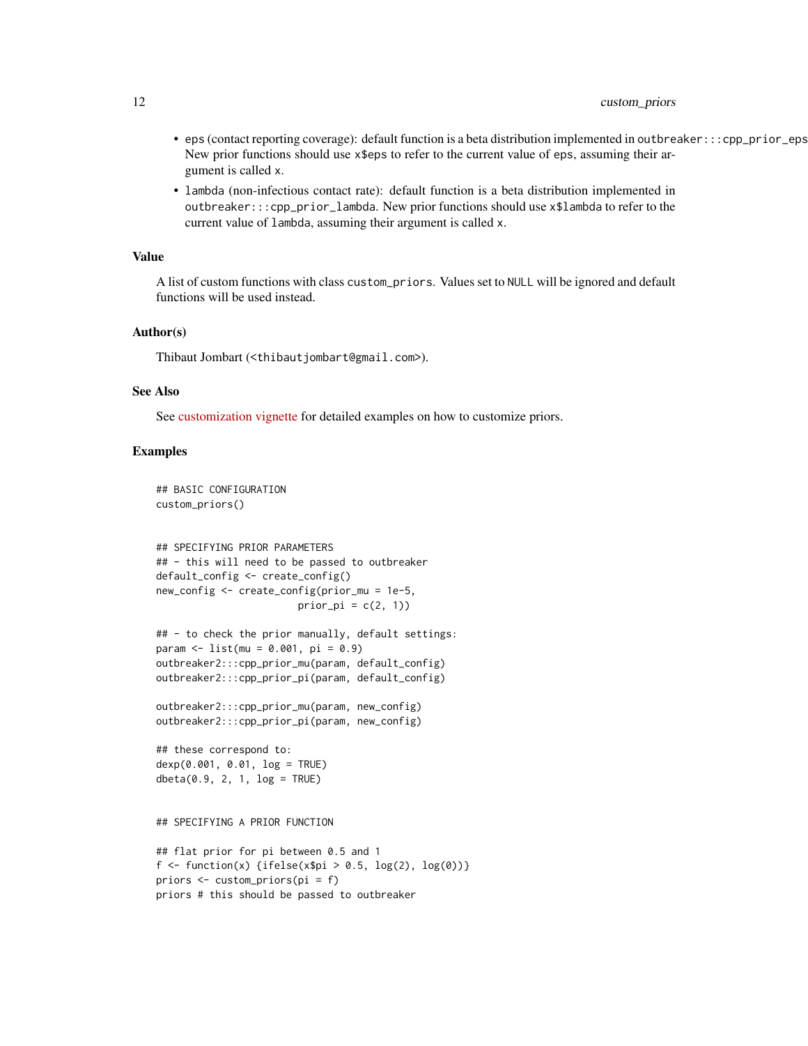- eps (contact reporting coverage): default function is a beta distribution implemented in outbreaker:::cpp_prior_eps. New prior functions should use x$eps to refer to the current value of eps, assuming their argument is called x.
- lambda (non-infectious contact rate): default function is a beta distribution implemented in outbreaker:::cpp_prior_lambda. New prior functions should use x$lambda to refer to the current value of lambda, assuming their argument is called x.

### Value

A list of custom functions with class custom_priors. Values set to NULL will be ignored and default functions will be used instead.

### Author(s)

Thibaut Jombart (<thibautjombart@gmail.com>).

### See Also

See customization vignette for detailed examples on how to customize priors.

### Examples

```
## BASIC CONFIGURATION
custom_priors()


## SPECIFYING PRIOR PARAMETERS
## - this will need to be passed to outbreaker
default_config <- create_config()
new_config <- create_config(prior_mu = 1e-5,
                        prior_pi = c(2, 1))

## - to check the prior manually, default settings:
param <- list(mu = 0.001, pi = 0.9)
outbreaker2:::cpp_prior_mu(param, default_config)
outbreaker2:::cpp_prior_pi(param, default_config)

outbreaker2:::cpp_prior_mu(param, new_config)
outbreaker2:::cpp_prior_pi(param, new_config)

## these correspond to:
dexp(0.001, 0.01, log = TRUE)
dbeta(0.9, 2, 1, log = TRUE)


## SPECIFYING A PRIOR FUNCTION

## flat prior for pi between 0.5 and 1
f <- function(x) {ifelse(x$pi > 0.5, log(2), log(0))}
priors <- custom_priors(pi = f)
priors # this should be passed to outbreaker
```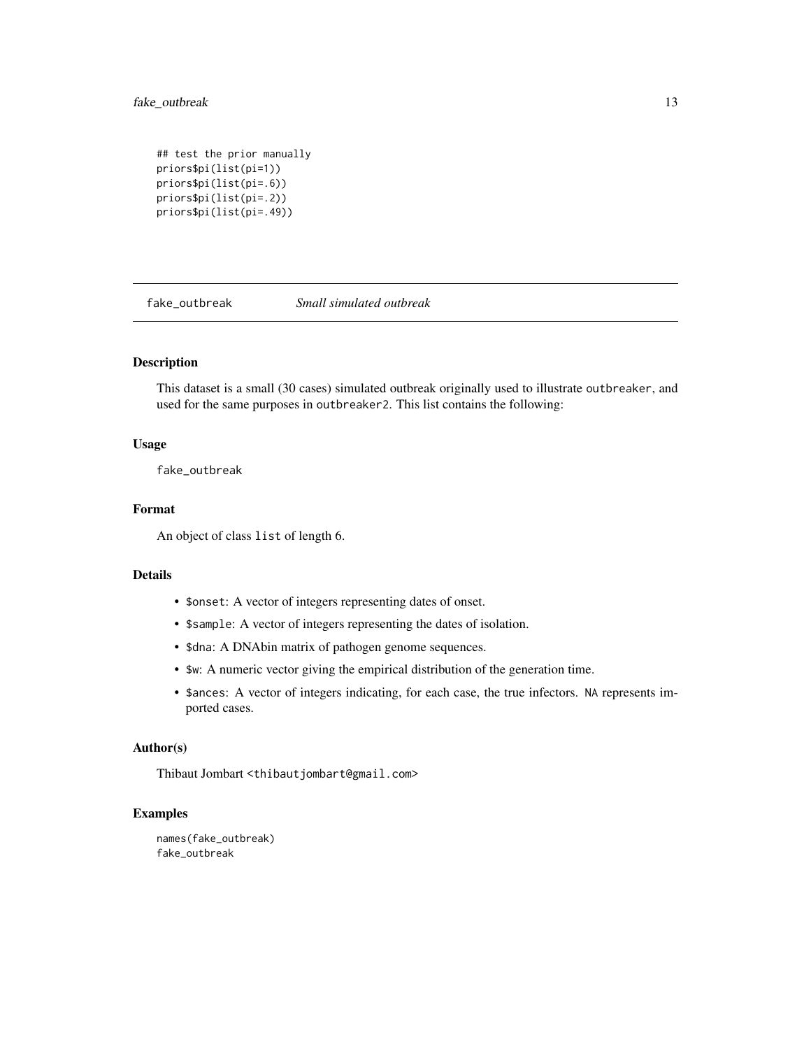```
## test the prior manually
priors$pi(list(pi=1))
priors$pi(list(pi=.6))
priors$pi(list(pi=.2))
priors$pi(list(pi=.49))
```

## fake_outbreak *Small simulated outbreak*

### Description

This dataset is a small (30 cases) simulated outbreak originally used to illustrate `outbreaker`, and used for the same purposes in `outbreaker2`. This list contains the following:

### Usage

```
fake_outbreak
```

### Format

An object of class `list` of length 6.

### Details

- `$onset`: A vector of integers representing dates of onset.
- `$sample`: A vector of integers representing the dates of isolation.
- `$dna`: A DNAbin matrix of pathogen genome sequences.
- `$w`: A numeric vector giving the empirical distribution of the generation time.
- `$ances`: A vector of integers indicating, for each case, the true infectors. `NA` represents imported cases.

### Author(s)

Thibaut Jombart <thibautjombart@gmail.com>

### Examples

```
names(fake_outbreak)
fake_outbreak
```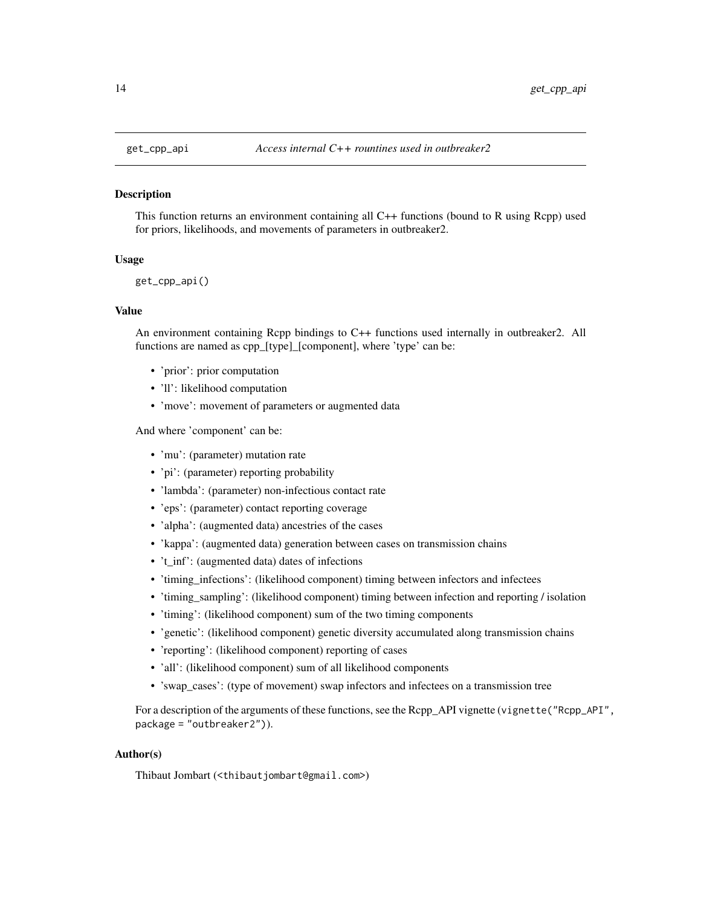## get_cpp_api — *Access internal C++ rountines used in outbreaker2*

### Description

This function returns an environment containing all C++ functions (bound to R using Rcpp) used for priors, likelihoods, and movements of parameters in outbreaker2.

### Usage

```
get_cpp_api()
```

### Value

An environment containing Rcpp bindings to C++ functions used internally in outbreaker2. All functions are named as cpp_[type]_[component], where 'type' can be:

- 'prior': prior computation
- 'll': likelihood computation
- 'move': movement of parameters or augmented data

And where 'component' can be:

- 'mu': (parameter) mutation rate
- 'pi': (parameter) reporting probability
- 'lambda': (parameter) non-infectious contact rate
- 'eps': (parameter) contact reporting coverage
- 'alpha': (augmented data) ancestries of the cases
- 'kappa': (augmented data) generation between cases on transmission chains
- 't_inf': (augmented data) dates of infections
- 'timing_infections': (likelihood component) timing between infectors and infectees
- 'timing_sampling': (likelihood component) timing between infection and reporting / isolation
- 'timing': (likelihood component) sum of the two timing components
- 'genetic': (likelihood component) genetic diversity accumulated along transmission chains
- 'reporting': (likelihood component) reporting of cases
- 'all': (likelihood component) sum of all likelihood components
- 'swap_cases': (type of movement) swap infectors and infectees on a transmission tree

For a description of the arguments of these functions, see the Rcpp_API vignette (`vignette("Rcpp_API", package = "outbreaker2")`).

### Author(s)

Thibaut Jombart (<thibautjombart@gmail.com>)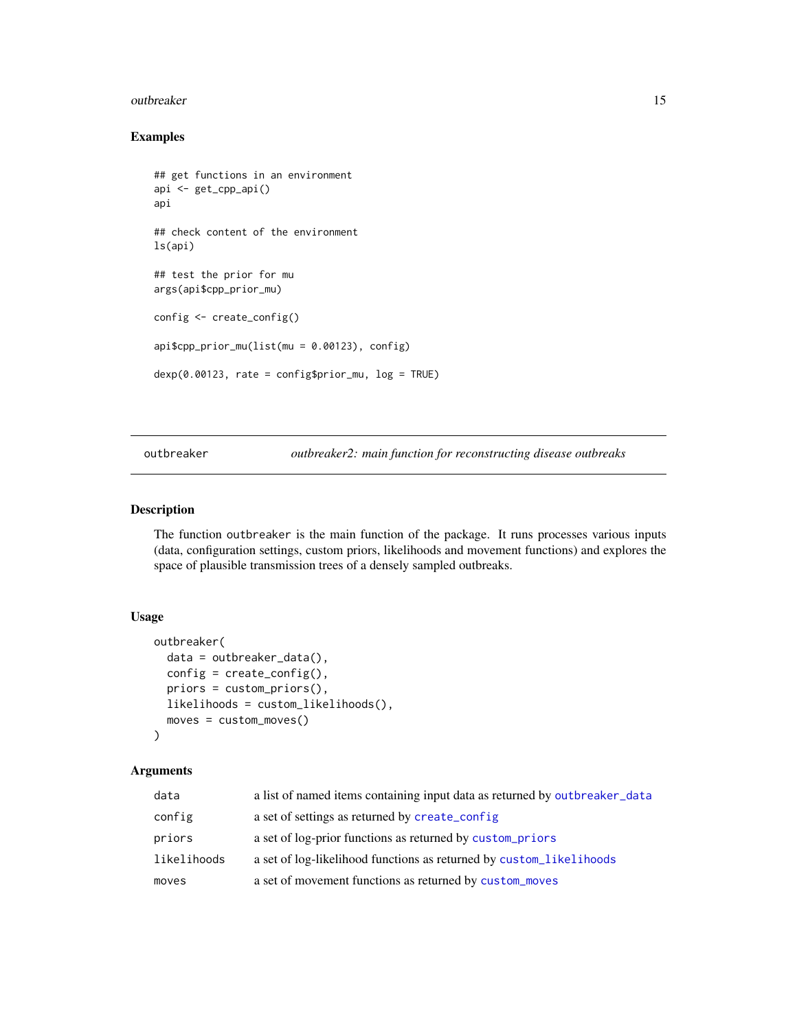### Examples

```
## get functions in an environment
api <- get_cpp_api()
api

## check content of the environment
ls(api)

## test the prior for mu
args(api$cpp_prior_mu)

config <- create_config()

api$cpp_prior_mu(list(mu = 0.00123), config)

dexp(0.00123, rate = config$prior_mu, log = TRUE)
```

---

`outbreaker` *outbreaker2: main function for reconstructing disease outbreaks*

---

### Description

The function `outbreaker` is the main function of the package. It runs processes various inputs (data, configuration settings, custom priors, likelihoods and movement functions) and explores the space of plausible transmission trees of a densely sampled outbreaks.

### Usage

```
outbreaker(
  data = outbreaker_data(),
  config = create_config(),
  priors = custom_priors(),
  likelihoods = custom_likelihoods(),
  moves = custom_moves()
)
```

### Arguments

| | |
|---|---|
| `data` | a list of named items containing input data as returned by `outbreaker_data` |
| `config` | a set of settings as returned by `create_config` |
| `priors` | a set of log-prior functions as returned by `custom_priors` |
| `likelihoods` | a set of log-likelihood functions as returned by `custom_likelihoods` |
| `moves` | a set of movement functions as returned by `custom_moves` |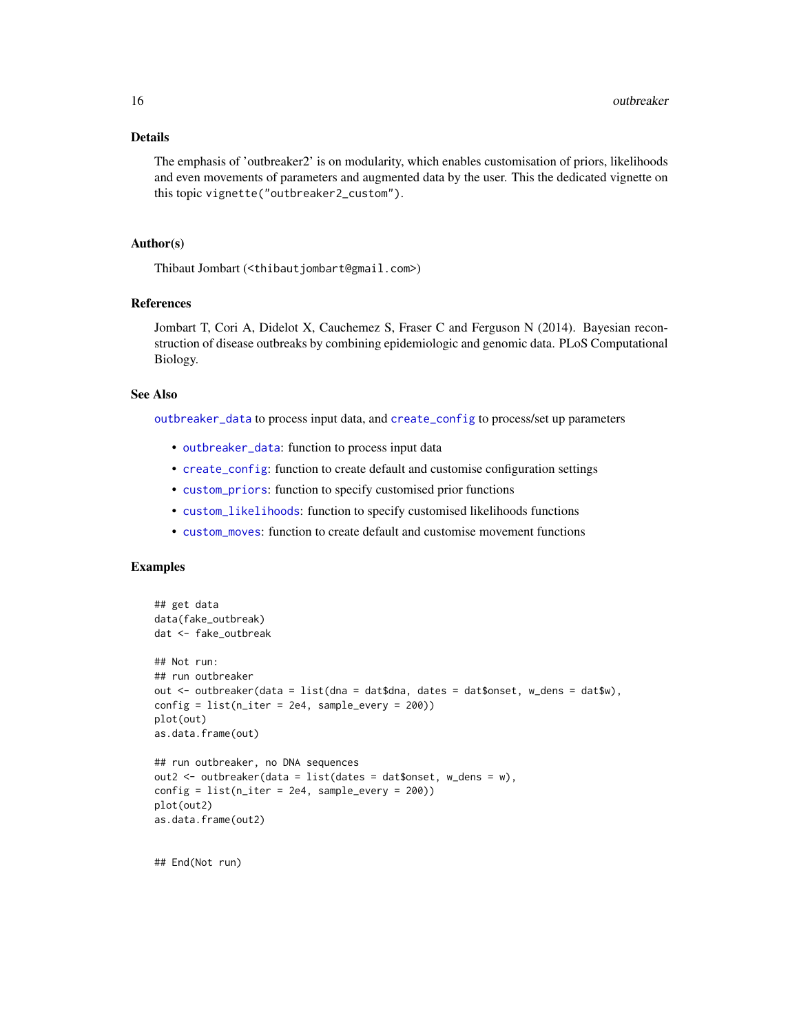### Details

The emphasis of 'outbreaker2' is on modularity, which enables customisation of priors, likelihoods and even movements of parameters and augmented data by the user. This the dedicated vignette on this topic `vignette("outbreaker2_custom")`.

### Author(s)

Thibaut Jombart (<thibautjombart@gmail.com>)

### References

Jombart T, Cori A, Didelot X, Cauchemez S, Fraser C and Ferguson N (2014). Bayesian reconstruction of disease outbreaks by combining epidemiologic and genomic data. PLoS Computational Biology.

### See Also

`outbreaker_data` to process input data, and `create_config` to process/set up parameters

- `outbreaker_data`: function to process input data
- `create_config`: function to create default and customise configuration settings
- `custom_priors`: function to specify customised prior functions
- `custom_likelihoods`: function to specify customised likelihoods functions
- `custom_moves`: function to create default and customise movement functions

### Examples

```
## get data
data(fake_outbreak)
dat <- fake_outbreak

## Not run:
## run outbreaker
out <- outbreaker(data = list(dna = dat$dna, dates = dat$onset, w_dens = dat$w),
config = list(n_iter = 2e4, sample_every = 200))
plot(out)
as.data.frame(out)

## run outbreaker, no DNA sequences
out2 <- outbreaker(data = list(dates = dat$onset, w_dens = w),
config = list(n_iter = 2e4, sample_every = 200))
plot(out2)
as.data.frame(out2)


## End(Not run)
```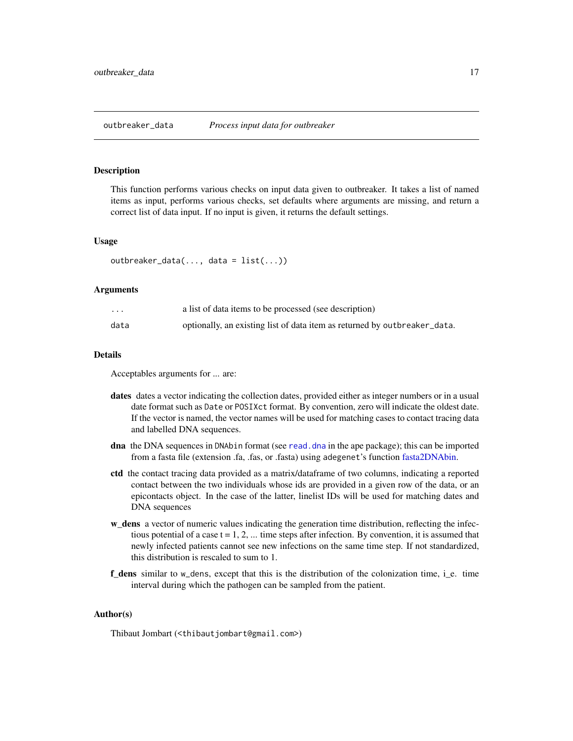## outbreaker_data — *Process input data for outbreaker*

### Description

This function performs various checks on input data given to outbreaker. It takes a list of named items as input, performs various checks, set defaults where arguments are missing, and return a correct list of data input. If no input is given, it returns the default settings.

### Usage

```
outbreaker_data(..., data = list(...))
```

### Arguments

| | |
|---|---|
| `...` | a list of data items to be processed (see description) |
| `data` | optionally, an existing list of data item as returned by `outbreaker_data`. |

### Details

Acceptables arguments for ... are:

- **dates** dates a vector indicating the collection dates, provided either as integer numbers or in a usual date format such as `Date` or `POSIXct` format. By convention, zero will indicate the oldest date. If the vector is named, the vector names will be used for matching cases to contact tracing data and labelled DNA sequences.
- **dna** the DNA sequences in `DNAbin` format (see `read.dna` in the ape package); this can be imported from a fasta file (extension .fa, .fas, or .fasta) using `adegenet`'s function fasta2DNAbin.
- **ctd** the contact tracing data provided as a matrix/dataframe of two columns, indicating a reported contact between the two individuals whose ids are provided in a given row of the data, or an epicontacts object. In the case of the latter, linelist IDs will be used for matching dates and DNA sequences
- **w_dens** a vector of numeric values indicating the generation time distribution, reflecting the infectious potential of a case t = 1, 2, ... time steps after infection. By convention, it is assumed that newly infected patients cannot see new infections on the same time step. If not standardized, this distribution is rescaled to sum to 1.
- **f_dens** similar to `w_dens`, except that this is the distribution of the colonization time, i_e. time interval during which the pathogen can be sampled from the patient.

### Author(s)

Thibaut Jombart (`<thibautjombart@gmail.com>`)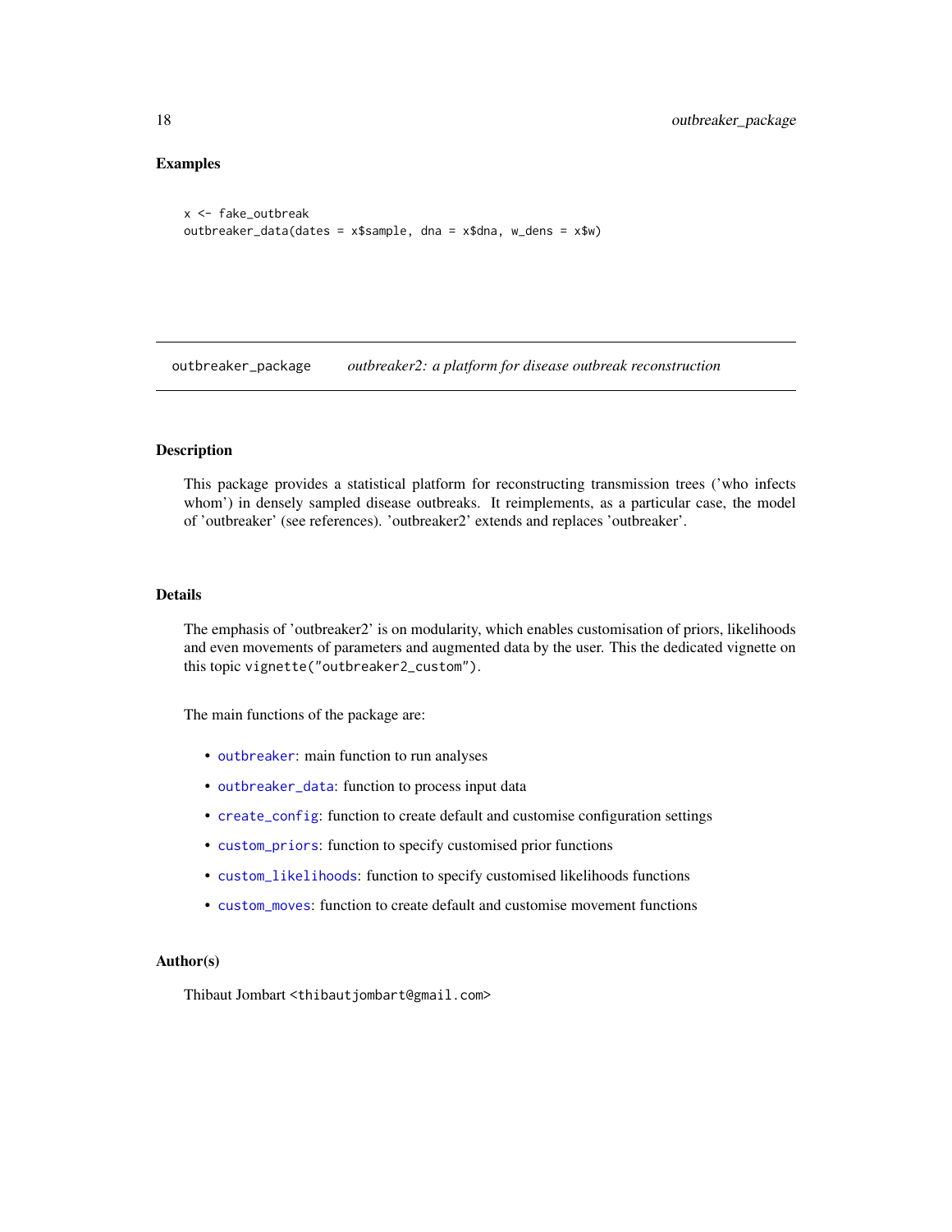## Examples

```
x <- fake_outbreak
outbreaker_data(dates = x$sample, dna = x$dna, w_dens = x$w)
```

---

## outbreaker_package — *outbreaker2: a platform for disease outbreak reconstruction*

---

### Description

This package provides a statistical platform for reconstructing transmission trees ('who infects whom') in densely sampled disease outbreaks. It reimplements, as a particular case, the model of 'outbreaker' (see references). 'outbreaker2' extends and replaces 'outbreaker'.

### Details

The emphasis of 'outbreaker2' is on modularity, which enables customisation of priors, likelihoods and even movements of parameters and augmented data by the user. This the dedicated vignette on this topic `vignette("outbreaker2_custom")`.

The main functions of the package are:

- `outbreaker`: main function to run analyses
- `outbreaker_data`: function to process input data
- `create_config`: function to create default and customise configuration settings
- `custom_priors`: function to specify customised prior functions
- `custom_likelihoods`: function to specify customised likelihoods functions
- `custom_moves`: function to create default and customise movement functions

### Author(s)

Thibaut Jombart <thibautjombart@gmail.com>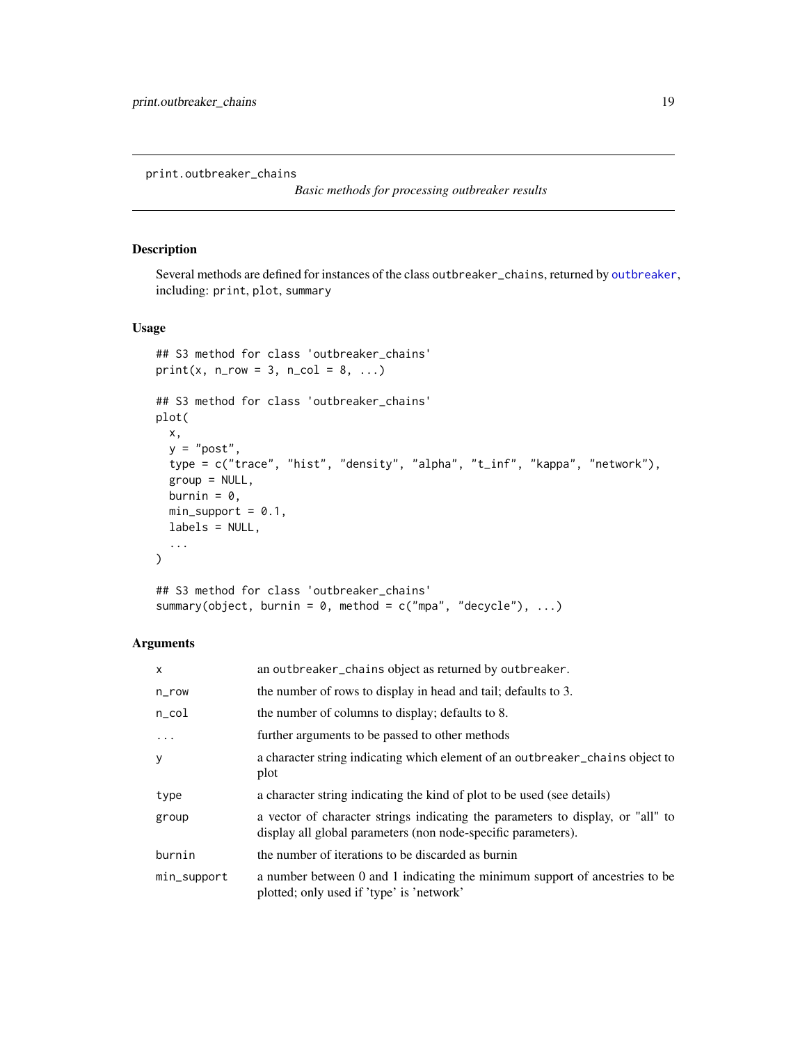print.outbreaker_chains

*Basic methods for processing outbreaker results*

## Description

Several methods are defined for instances of the class `outbreaker_chains`, returned by `outbreaker`, including: `print`, `plot`, `summary`

## Usage

```
## S3 method for class 'outbreaker_chains'
print(x, n_row = 3, n_col = 8, ...)

## S3 method for class 'outbreaker_chains'
plot(
  x,
  y = "post",
  type = c("trace", "hist", "density", "alpha", "t_inf", "kappa", "network"),
  group = NULL,
  burnin = 0,
  min_support = 0.1,
  labels = NULL,
  ...
)

## S3 method for class 'outbreaker_chains'
summary(object, burnin = 0, method = c("mpa", "decycle"), ...)
```

## Arguments

| | |
|---|---|
| `x` | an `outbreaker_chains` object as returned by `outbreaker`. |
| `n_row` | the number of rows to display in head and tail; defaults to 3. |
| `n_col` | the number of columns to display; defaults to 8. |
| `...` | further arguments to be passed to other methods |
| `y` | a character string indicating which element of an `outbreaker_chains` object to plot |
| `type` | a character string indicating the kind of plot to be used (see details) |
| `group` | a vector of character strings indicating the parameters to display, or "all" to display all global parameters (non node-specific parameters). |
| `burnin` | the number of iterations to be discarded as burnin |
| `min_support` | a number between 0 and 1 indicating the minimum support of ancestries to be plotted; only used if 'type' is 'network' |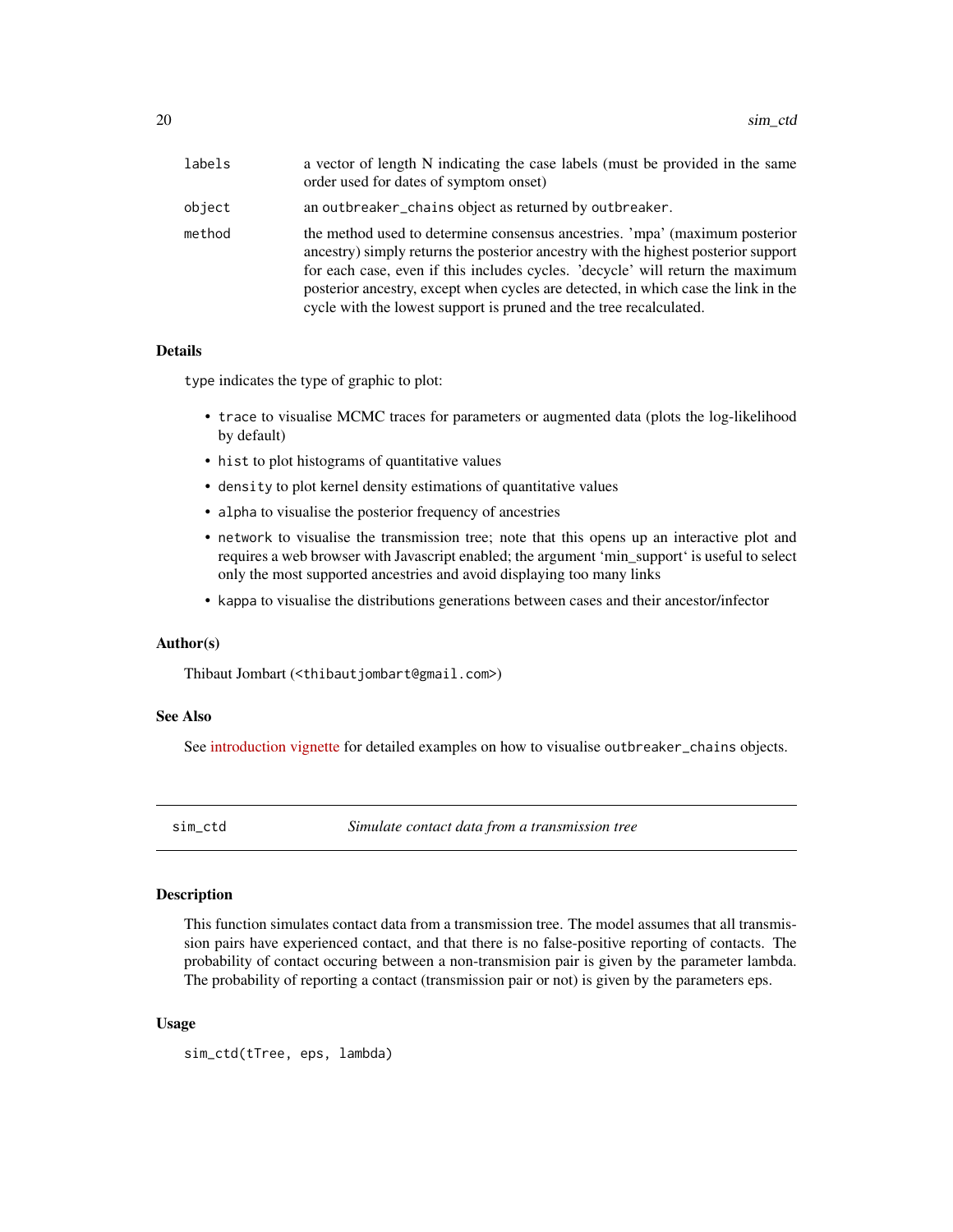| | |
|---|---|
| labels | a vector of length N indicating the case labels (must be provided in the same order used for dates of symptom onset) |
| object | an outbreaker_chains object as returned by outbreaker. |
| method | the method used to determine consensus ancestries. 'mpa' (maximum posterior ancestry) simply returns the posterior ancestry with the highest posterior support for each case, even if this includes cycles. 'decycle' will return the maximum posterior ancestry, except when cycles are detected, in which case the link in the cycle with the lowest support is pruned and the tree recalculated. |

### Details

type indicates the type of graphic to plot:

- trace to visualise MCMC traces for parameters or augmented data (plots the log-likelihood by default)
- hist to plot histograms of quantitative values
- density to plot kernel density estimations of quantitative values
- alpha to visualise the posterior frequency of ancestries
- network to visualise the transmission tree; note that this opens up an interactive plot and requires a web browser with Javascript enabled; the argument 'min_support' is useful to select only the most supported ancestries and avoid displaying too many links
- kappa to visualise the distributions generations between cases and their ancestor/infector

### Author(s)

Thibaut Jombart (<thibautjombart@gmail.com>)

### See Also

See introduction vignette for detailed examples on how to visualise outbreaker_chains objects.

---

## sim_ctd — *Simulate contact data from a transmission tree*

### Description

This function simulates contact data from a transmission tree. The model assumes that all transmission pairs have experienced contact, and that there is no false-positive reporting of contacts. The probability of contact occuring between a non-transmision pair is given by the parameter lambda. The probability of reporting a contact (transmission pair or not) is given by the parameters eps.

### Usage

```
sim_ctd(tTree, eps, lambda)
```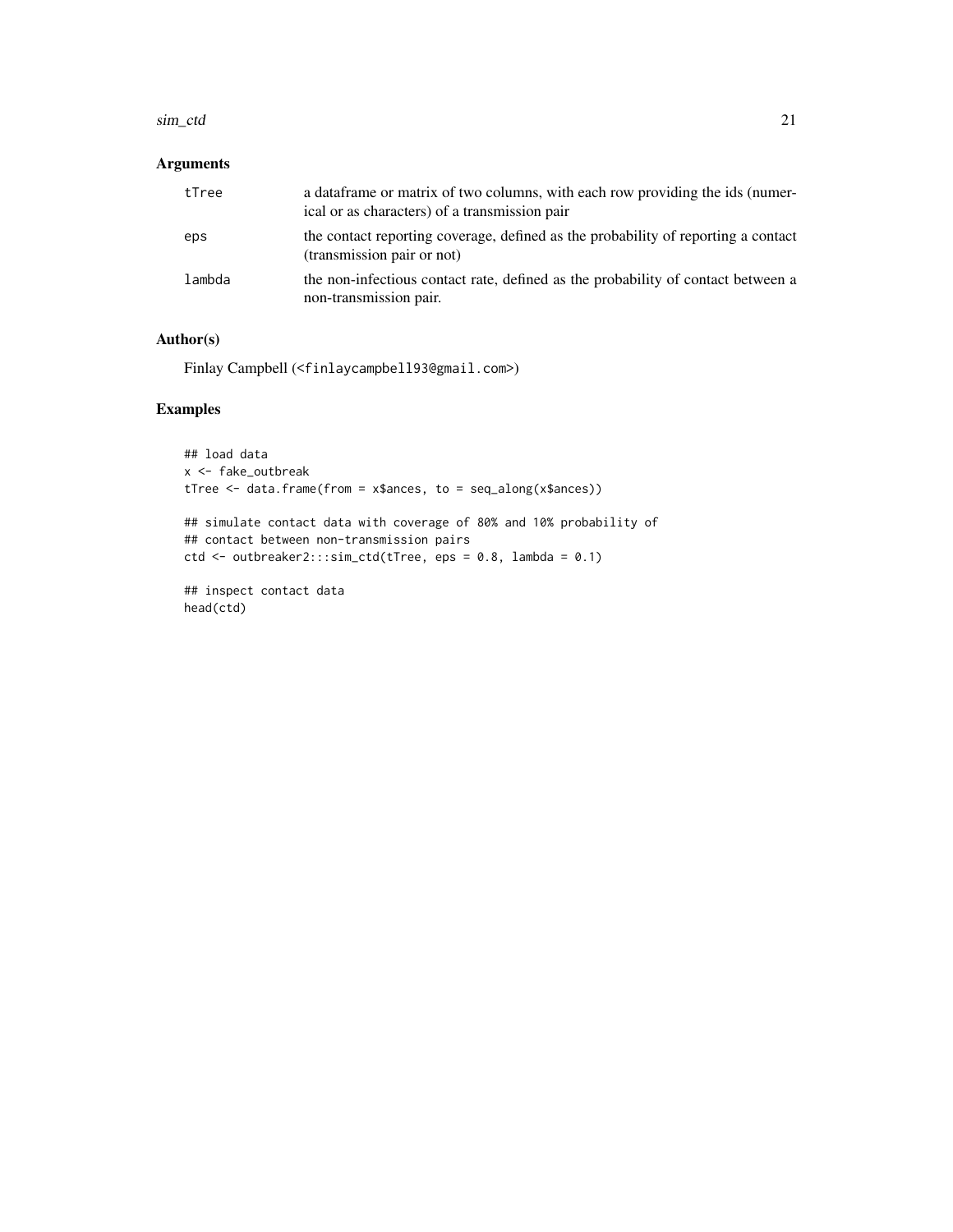## Arguments

| | |
|---|---|
| tTree | a dataframe or matrix of two columns, with each row providing the ids (numerical or as characters) of a transmission pair |
| eps | the contact reporting coverage, defined as the probability of reporting a contact (transmission pair or not) |
| lambda | the non-infectious contact rate, defined as the probability of contact between a non-transmission pair. |

## Author(s)

Finlay Campbell (<finlaycampbell93@gmail.com>)

## Examples

```
## load data
x <- fake_outbreak
tTree <- data.frame(from = x$ances, to = seq_along(x$ances))

## simulate contact data with coverage of 80% and 10% probability of
## contact between non-transmission pairs
ctd <- outbreaker2:::sim_ctd(tTree, eps = 0.8, lambda = 0.1)

## inspect contact data
head(ctd)
```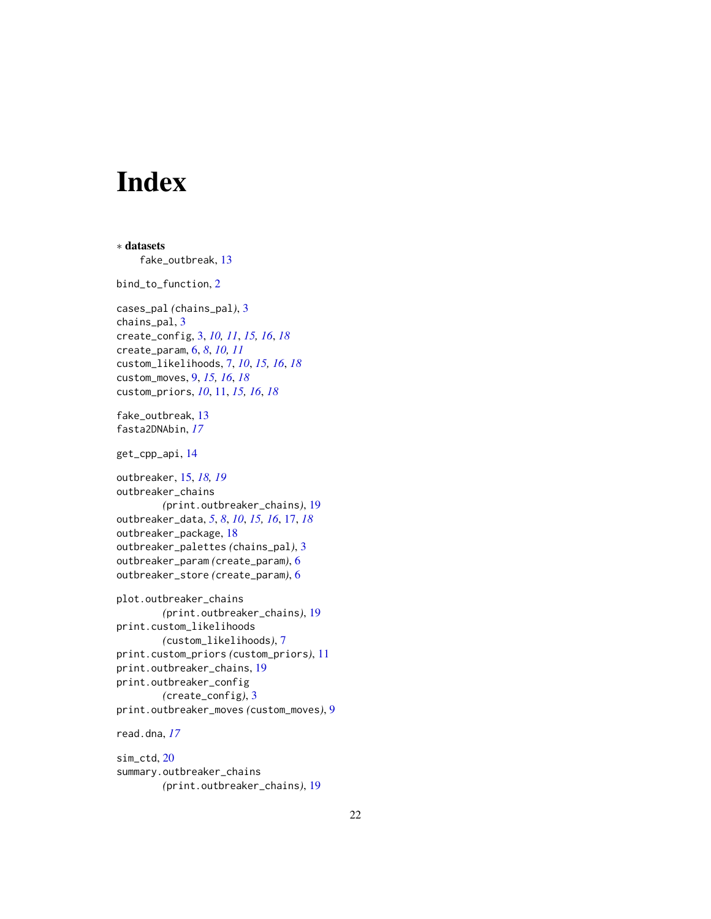# Index

∗ **datasets**

fake_outbreak, 13

bind_to_function, 2

cases_pal *(*chains_pal*)*, 3
chains_pal, 3
create_config, 3, *10, 11*, *15, 16*, *18*
create_param, 6, *8*, *10, 11*
custom_likelihoods, 7, *10*, *15, 16*, *18*
custom_moves, 9, *15, 16*, *18*
custom_priors, *10*, 11, *15, 16*, *18*

fake_outbreak, 13
fasta2DNAbin, *17*

get_cpp_api, 14

outbreaker, 15, *18, 19*
outbreaker_chains
*(*print.outbreaker_chains*)*, 19
outbreaker_data, *5*, *8*, *10*, *15, 16*, 17, *18*
outbreaker_package, 18
outbreaker_palettes *(*chains_pal*)*, 3
outbreaker_param *(*create_param*)*, 6
outbreaker_store *(*create_param*)*, 6

plot.outbreaker_chains
*(*print.outbreaker_chains*)*, 19
print.custom_likelihoods
*(*custom_likelihoods*)*, 7
print.custom_priors *(*custom_priors*)*, 11
print.outbreaker_chains, 19
print.outbreaker_config
*(*create_config*)*, 3
print.outbreaker_moves *(*custom_moves*)*, 9

read.dna, *17*

sim_ctd, 20
summary.outbreaker_chains
*(*print.outbreaker_chains*)*, 19